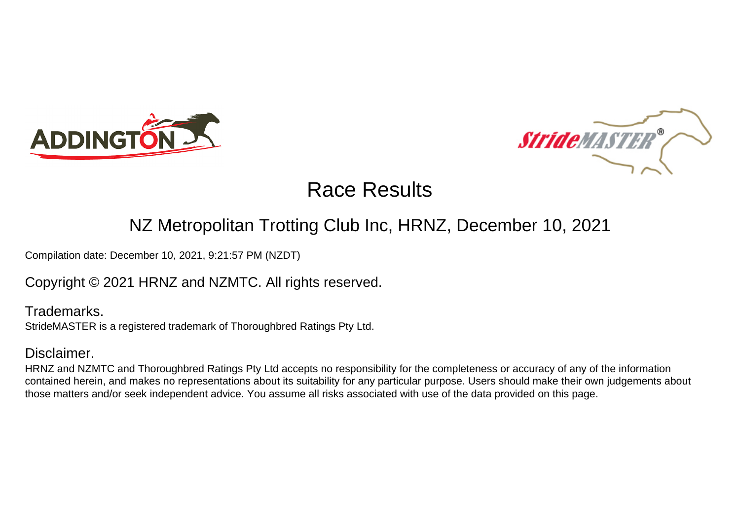# Race Results

## NZ Metropolitan Trotting Club Inc, HRNZ, December 10, 2021

Compilation date: December 10, 2021, 9:21:57 PM (NZDT)

Copyright © 2021 HRNZ and NZMTC. All rights reserved.

### Trademarks.

StrideMASTER is a registered trademark of Thoroughbred Ratings Pty Ltd.

### Disclaimer.

HRNZ and NZMTC and Thoroughbred Ratings Pty Ltd accepts no responsibility for the completeness or accuracy of any of the information contained herein, and makes no representations about its suitability for any particular purpose. Users should make their own judgements about those matters and/or seek independent advice. You assume all risks associated with use of the data provided on this page.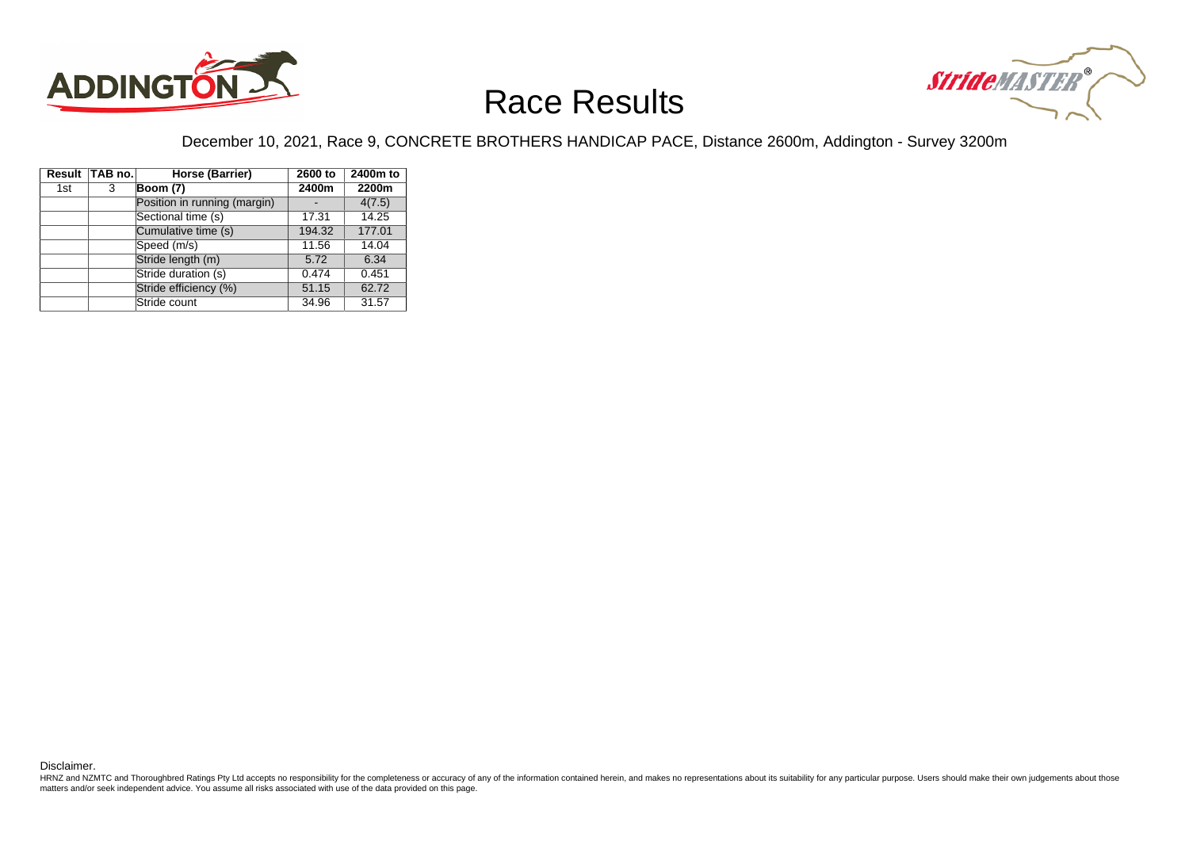# Race Results

December 10, 2021, Race 9, CONCRETE BROTHERS HANDICAP PACE, Distance 2600m, Addington - Survey 3200m

| Result | TAB no. | Horse (Barrier) | 2600 to 2400m | 2400m to 2200m |
|---|---|---|---|---|
| 1st | 3 | **Boom (7)** | | |
| | | Position in running (margin) | - | 4(7.5) |
| | | Sectional time (s) | 17.31 | 14.25 |
| | | Cumulative time (s) | 194.32 | 177.01 |
| | | Speed (m/s) | 11.56 | 14.04 |
| | | Stride length (m) | 5.72 | 6.34 |
| | | Stride duration (s) | 0.474 | 0.451 |
| | | Stride efficiency (%) | 51.15 | 62.72 |
| | | Stride count | 34.96 | 31.57 |

Disclaimer.

HRNZ and NZMTC and Thoroughbred Ratings Pty Ltd accepts no responsibility for the completeness or accuracy of any of the information contained herein, and makes no representations about its suitability for any particular purpose. Users should make their own judgements about those matters and/or seek independent advice. You assume all risks associated with use of the data provided on this page.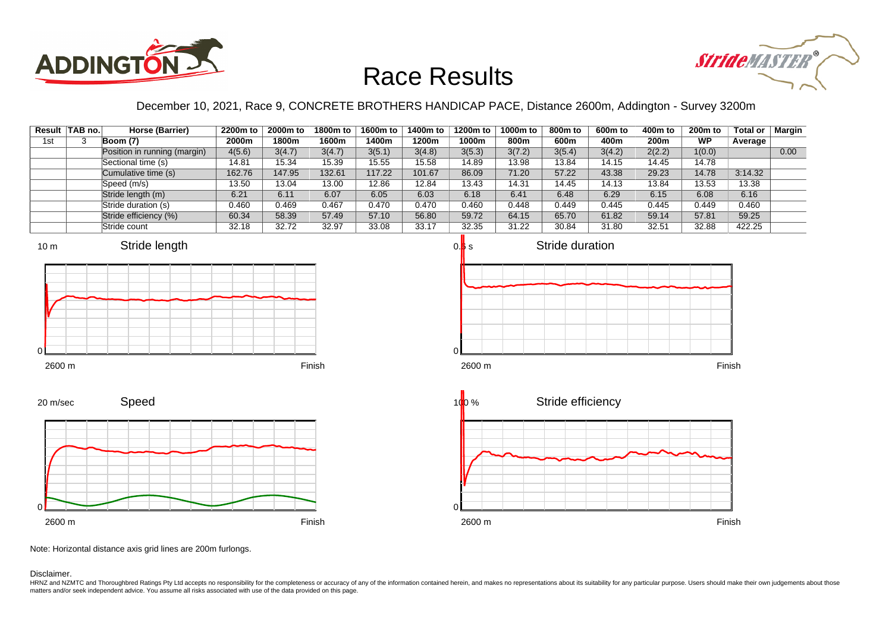# Race Results

December 10, 2021, Race 9, CONCRETE BROTHERS HANDICAP PACE, Distance 2600m, Addington - Survey 3200m

| Result | TAB no. | Horse (Barrier) | 2200m to 2000m | 2000m to 1800m | 1800m to 1600m | 1600m to 1400m | 1400m to 1200m | 1200m to 1000m | 1000m to 800m | 800m to 600m | 600m to 400m | 400m to 200m | 200m to WP | Total or Average | Margin |
|---|---|---|---|---|---|---|---|---|---|---|---|---|---|---|---|
| 1st | 3 | **Boom (7)** | | | | | | | | | | | | | |
| | | Position in running (margin) | 4(5.6) | 3(4.7) | 3(4.7) | 3(5.1) | 3(4.8) | 3(5.3) | 3(7.2) | 3(5.4) | 3(4.2) | 2(2.2) | 1(0.0) | | 0.00 |
| | | Sectional time (s) | 14.81 | 15.34 | 15.39 | 15.55 | 15.58 | 14.89 | 13.98 | 13.84 | 14.15 | 14.45 | 14.78 | | |
| | | Cumulative time (s) | 162.76 | 147.95 | 132.61 | 117.22 | 101.67 | 86.09 | 71.20 | 57.22 | 43.38 | 29.23 | 14.78 | 3:14.32 | |
| | | Speed (m/s) | 13.50 | 13.04 | 13.00 | 12.86 | 12.84 | 13.43 | 14.31 | 14.45 | 14.13 | 13.84 | 13.53 | 13.38 | |
| | | Stride length (m) | 6.21 | 6.11 | 6.07 | 6.05 | 6.03 | 6.18 | 6.41 | 6.48 | 6.29 | 6.15 | 6.08 | 6.16 | |
| | | Stride duration (s) | 0.460 | 0.469 | 0.467 | 0.470 | 0.470 | 0.460 | 0.448 | 0.449 | 0.445 | 0.445 | 0.449 | 0.460 | |
| | | Stride efficiency (%) | 60.34 | 58.39 | 57.49 | 57.10 | 56.80 | 59.72 | 64.15 | 65.70 | 61.82 | 59.14 | 57.81 | 59.25 | |
| | | Stride count | 32.18 | 32.72 | 32.97 | 33.08 | 33.17 | 32.35 | 31.22 | 30.84 | 31.80 | 32.51 | 32.88 | 422.25 | |

Note: Horizontal distance axis grid lines are 200m furlongs.

Disclaimer.

HRNZ and NZMTC and Thoroughbred Ratings Pty Ltd accepts no responsibility for the completeness or accuracy of any of the information contained herein, and makes no representations about its suitability for any particular purpose. Users should make their own judgements about those matters and/or seek independent advice. You assume all risks associated with use of the data provided on this page.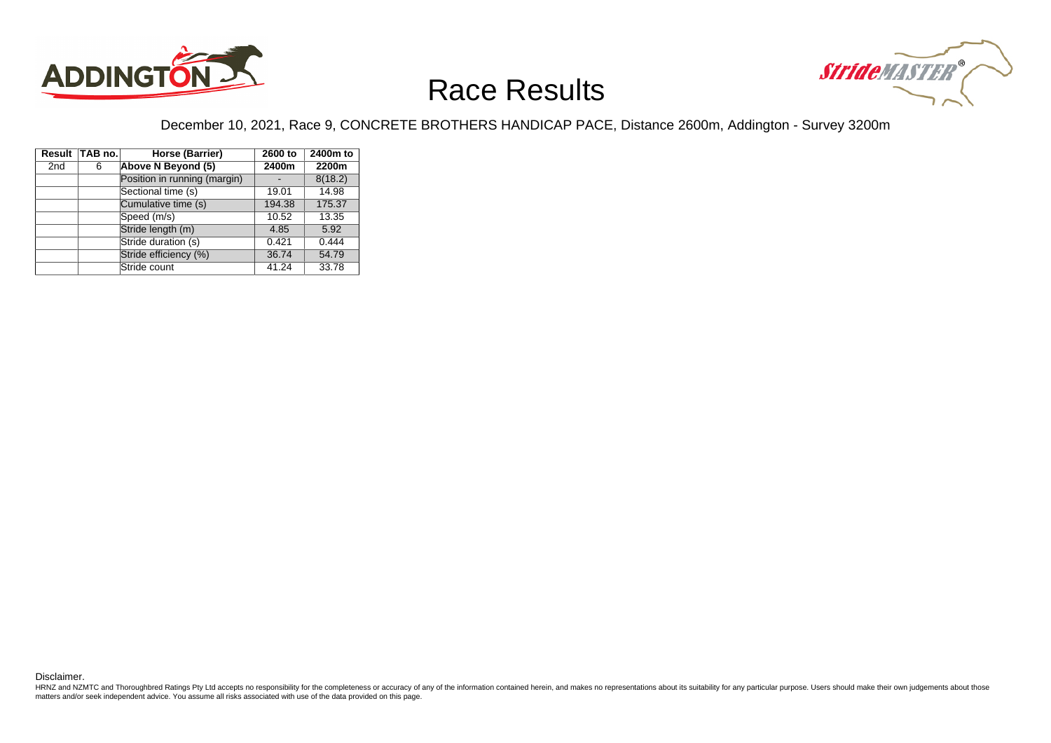# Race Results

December 10, 2021, Race 9, CONCRETE BROTHERS HANDICAP PACE, Distance 2600m, Addington - Survey 3200m

| Result | TAB no. | Horse (Barrier) | 2600 to 2400m | 2400m to 2200m |
|---|---|---|---|---|
| 2nd | 6 | **Above N Beyond (5)** | | |
| | | Position in running (margin) | - | 8(18.2) |
| | | Sectional time (s) | 19.01 | 14.98 |
| | | Cumulative time (s) | 194.38 | 175.37 |
| | | Speed (m/s) | 10.52 | 13.35 |
| | | Stride length (m) | 4.85 | 5.92 |
| | | Stride duration (s) | 0.421 | 0.444 |
| | | Stride efficiency (%) | 36.74 | 54.79 |
| | | Stride count | 41.24 | 33.78 |

Disclaimer.

HRNZ and NZMTC and Thoroughbred Ratings Pty Ltd accepts no responsibility for the completeness or accuracy of any of the information contained herein, and makes no representations about its suitability for any particular purpose. Users should make their own judgements about those matters and/or seek independent advice. You assume all risks associated with use of the data provided on this page.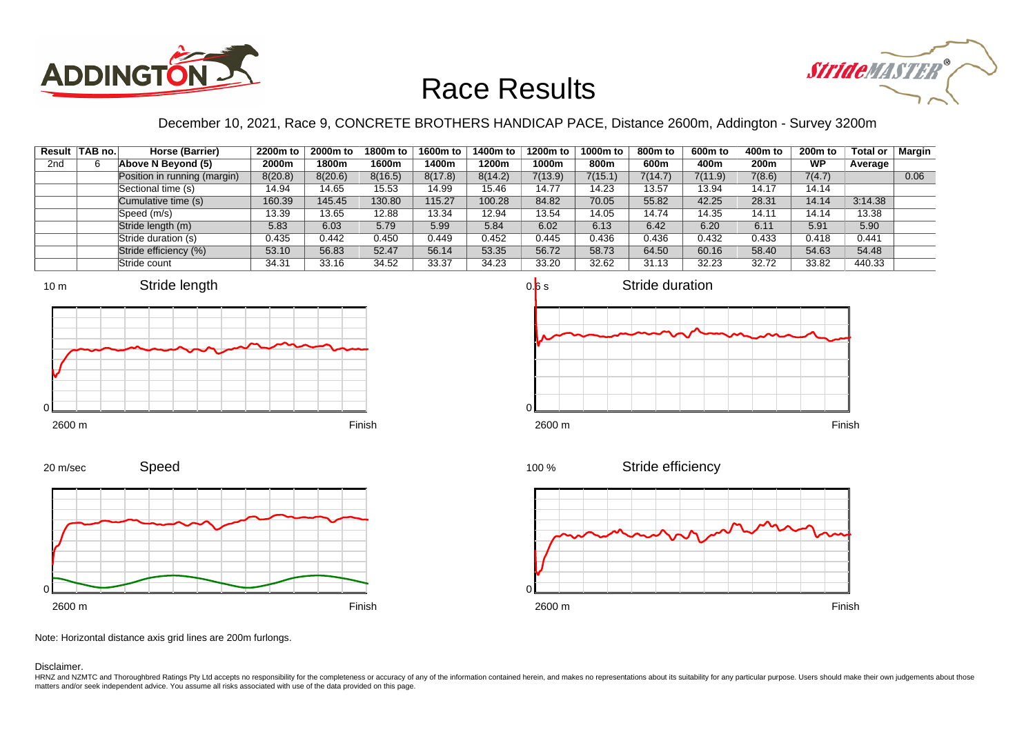# Race Results

December 10, 2021, Race 9, CONCRETE BROTHERS HANDICAP PACE, Distance 2600m, Addington - Survey 3200m

| Result | TAB no. | Horse (Barrier) | 2200m to 2000m | 2000m to 1800m | 1800m to 1600m | 1600m to 1400m | 1400m to 1200m | 1200m to 1000m | 1000m to 800m | 800m to 600m | 600m to 400m | 400m to 200m | 200m to WP | Total or Average | Margin |
|---|---|---|---|---|---|---|---|---|---|---|---|---|---|---|---|
| 2nd | 6 | Above N Beyond (5) | | | | | | | | | | | | | |
| | | Position in running (margin) | 8(20.8) | 8(20.6) | 8(16.5) | 8(17.8) | 8(14.2) | 7(13.9) | 7(15.1) | 7(14.7) | 7(11.9) | 7(8.6) | 7(4.7) | | 0.06 |
| | | Sectional time (s) | 14.94 | 14.65 | 15.53 | 14.99 | 15.46 | 14.77 | 14.23 | 13.57 | 13.94 | 14.17 | 14.14 | | |
| | | Cumulative time (s) | 160.39 | 145.45 | 130.80 | 115.27 | 100.28 | 84.82 | 70.05 | 55.82 | 42.25 | 28.31 | 14.14 | 3:14.38 | |
| | | Speed (m/s) | 13.39 | 13.65 | 12.88 | 13.34 | 12.94 | 13.54 | 14.05 | 14.74 | 14.35 | 14.11 | 14.14 | 13.38 | |
| | | Stride length (m) | 5.83 | 6.03 | 5.79 | 5.99 | 5.84 | 6.02 | 6.13 | 6.42 | 6.20 | 6.11 | 5.91 | 5.90 | |
| | | Stride duration (s) | 0.435 | 0.442 | 0.450 | 0.449 | 0.452 | 0.445 | 0.436 | 0.436 | 0.432 | 0.433 | 0.418 | 0.441 | |
| | | Stride efficiency (%) | 53.10 | 56.83 | 52.47 | 56.14 | 53.35 | 56.72 | 58.73 | 64.50 | 60.16 | 58.40 | 54.63 | 54.48 | |
| | | Stride count | 34.31 | 33.16 | 34.52 | 33.37 | 34.23 | 33.20 | 32.62 | 31.13 | 32.23 | 32.72 | 33.82 | 440.33 | |

Note: Horizontal distance axis grid lines are 200m furlongs.

Disclaimer.

HRNZ and NZMTC and Thoroughbred Ratings Pty Ltd accepts no responsibility for the completeness or accuracy of any of the information contained herein, and makes no representations about its suitability for any particular purpose. Users should make their own judgements about those matters and/or seek independent advice. You assume all risks associated with use of the data provided on this page.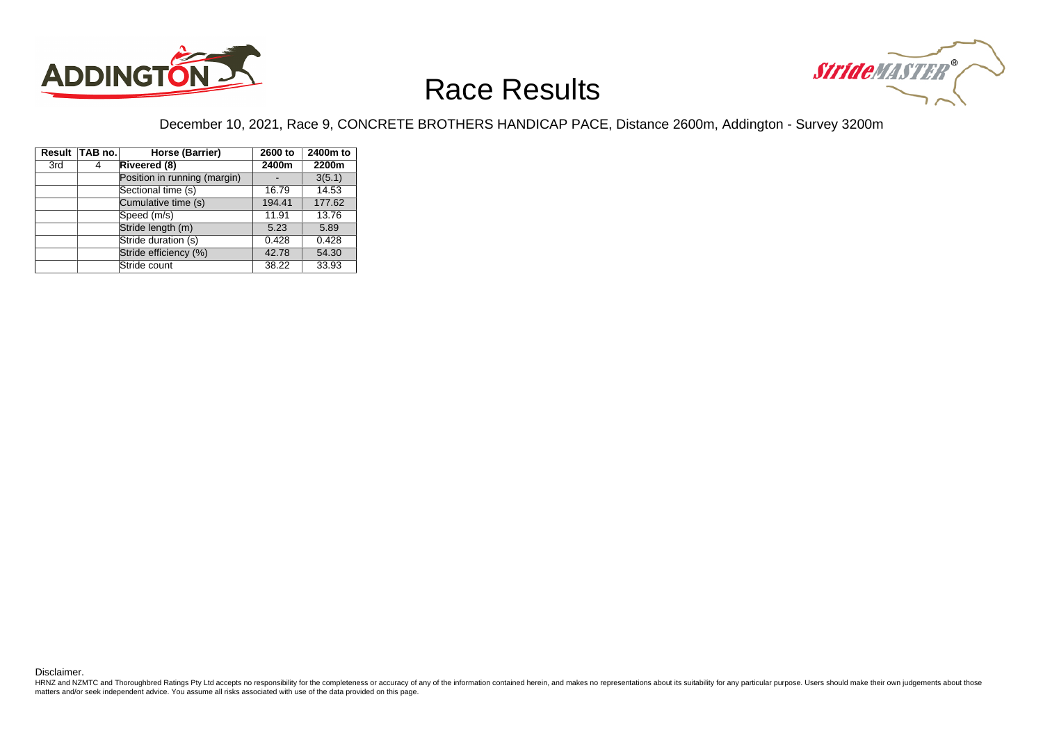# Race Results

December 10, 2021, Race 9, CONCRETE BROTHERS HANDICAP PACE, Distance 2600m, Addington - Survey 3200m

| Result | TAB no. | Horse (Barrier) | 2600 to 2400m | 2400m to 2200m |
|---|---|---|---|---|
| 3rd | 4 | **Riveered (8)** | | |
| | | Position in running (margin) | - | 3(5.1) |
| | | Sectional time (s) | 16.79 | 14.53 |
| | | Cumulative time (s) | 194.41 | 177.62 |
| | | Speed (m/s) | 11.91 | 13.76 |
| | | Stride length (m) | 5.23 | 5.89 |
| | | Stride duration (s) | 0.428 | 0.428 |
| | | Stride efficiency (%) | 42.78 | 54.30 |
| | | Stride count | 38.22 | 33.93 |

Disclaimer.

HRNZ and NZMTC and Thoroughbred Ratings Pty Ltd accepts no responsibility for the completeness or accuracy of any of the information contained herein, and makes no representations about its suitability for any particular purpose. Users should make their own judgements about those matters and/or seek independent advice. You assume all risks associated with use of the data provided on this page.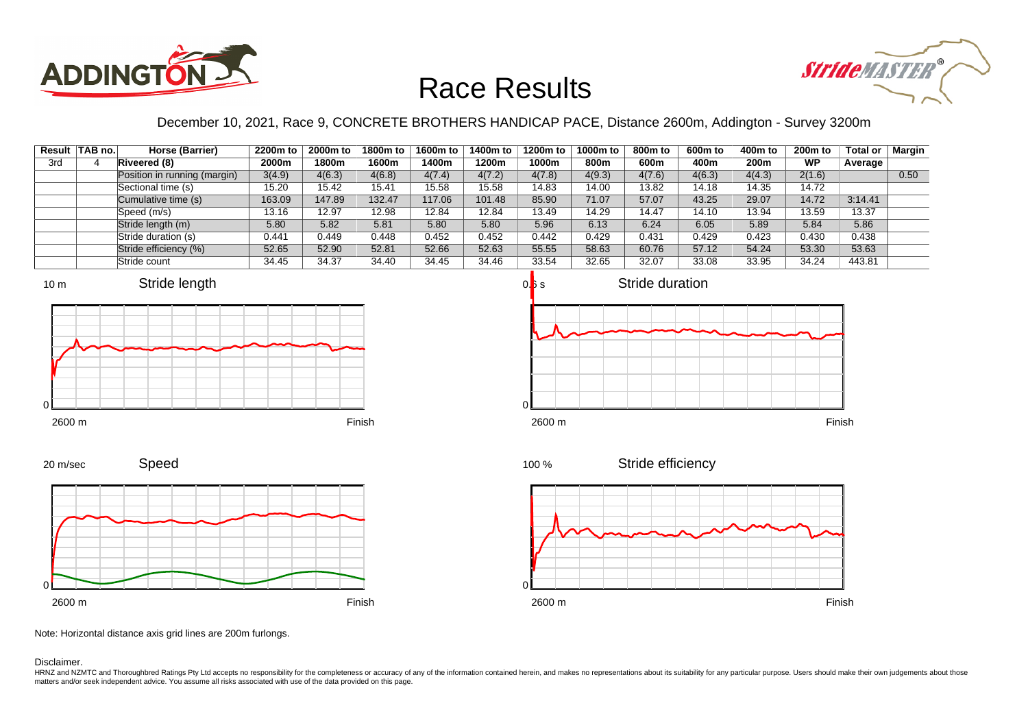# Race Results

December 10, 2021, Race 9, CONCRETE BROTHERS HANDICAP PACE, Distance 2600m, Addington - Survey 3200m

| Result | TAB no. | Horse (Barrier) | 2200m to 2000m | 2000m to 1800m | 1800m to 1600m | 1600m to 1400m | 1400m to 1200m | 1200m to 1000m | 1000m to 800m | 800m to 600m | 600m to 400m | 400m to 200m | 200m to WP | Total or Average | Margin |
|---|---|---|---|---|---|---|---|---|---|---|---|---|---|---|---|
| 3rd | 4 | **Riveered (8)** | | | | | | | | | | | | | |
| | | Position in running (margin) | 3(4.9) | 4(6.3) | 4(6.8) | 4(7.4) | 4(7.2) | 4(7.8) | 4(9.3) | 4(7.6) | 4(6.3) | 4(4.3) | 2(1.6) | | 0.50 |
| | | Sectional time (s) | 15.20 | 15.42 | 15.41 | 15.58 | 15.58 | 14.83 | 14.00 | 13.82 | 14.18 | 14.35 | 14.72 | | |
| | | Cumulative time (s) | 163.09 | 147.89 | 132.47 | 117.06 | 101.48 | 85.90 | 71.07 | 57.07 | 43.25 | 29.07 | 14.72 | 3:14.41 | |
| | | Speed (m/s) | 13.16 | 12.97 | 12.98 | 12.84 | 12.84 | 13.49 | 14.29 | 14.47 | 14.10 | 13.94 | 13.59 | 13.37 | |
| | | Stride length (m) | 5.80 | 5.82 | 5.81 | 5.80 | 5.80 | 5.96 | 6.13 | 6.24 | 6.05 | 5.89 | 5.84 | 5.86 | |
| | | Stride duration (s) | 0.441 | 0.449 | 0.448 | 0.452 | 0.452 | 0.442 | 0.429 | 0.431 | 0.429 | 0.423 | 0.430 | 0.438 | |
| | | Stride efficiency (%) | 52.65 | 52.90 | 52.81 | 52.66 | 52.63 | 55.55 | 58.63 | 60.76 | 57.12 | 54.24 | 53.30 | 53.63 | |
| | | Stride count | 34.45 | 34.37 | 34.40 | 34.45 | 34.46 | 33.54 | 32.65 | 32.07 | 33.08 | 33.95 | 34.24 | 443.81 | |

Note: Horizontal distance axis grid lines are 200m furlongs.

Disclaimer.

HRNZ and NZMTC and Thoroughbred Ratings Pty Ltd accepts no responsibility for the completeness or accuracy of any of the information contained herein, and makes no representations about its suitability for any particular purpose. Users should make their own judgements about those matters and/or seek independent advice. You assume all risks associated with use of the data provided on this page.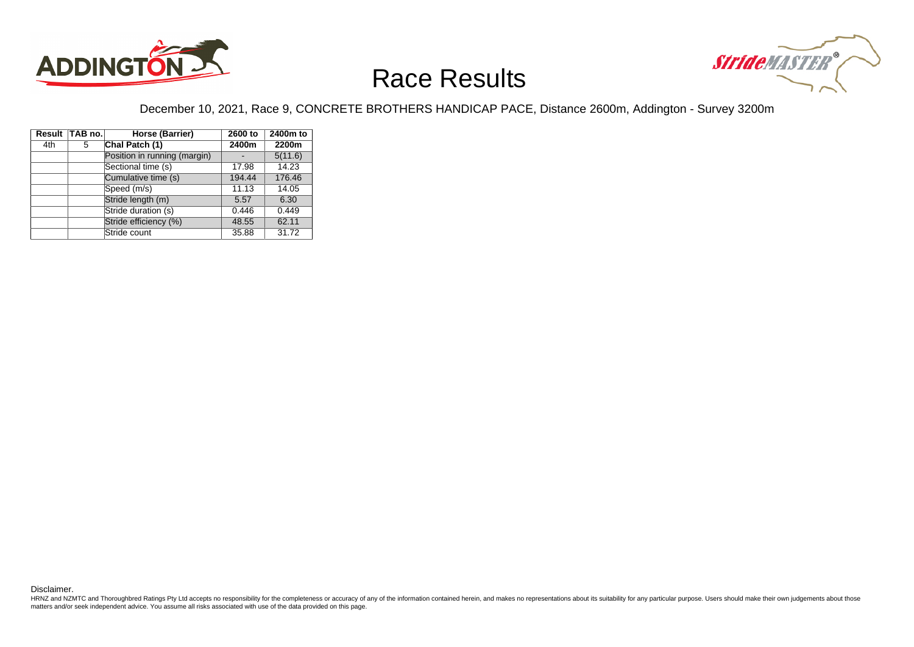# Race Results

December 10, 2021, Race 9, CONCRETE BROTHERS HANDICAP PACE, Distance 2600m, Addington - Survey 3200m

| Result | TAB no. | Horse (Barrier) | 2600 to 2400m | 2400m to 2200m |
|---|---|---|---|---|
| 4th | 5 | **Chal Patch (1)** | | |
| | | Position in running (margin) | - | 5(11.6) |
| | | Sectional time (s) | 17.98 | 14.23 |
| | | Cumulative time (s) | 194.44 | 176.46 |
| | | Speed (m/s) | 11.13 | 14.05 |
| | | Stride length (m) | 5.57 | 6.30 |
| | | Stride duration (s) | 0.446 | 0.449 |
| | | Stride efficiency (%) | 48.55 | 62.11 |
| | | Stride count | 35.88 | 31.72 |

Disclaimer.

HRNZ and NZMTC and Thoroughbred Ratings Pty Ltd accepts no responsibility for the completeness or accuracy of any of the information contained herein, and makes no representations about its suitability for any particular purpose. Users should make their own judgements about those matters and/or seek independent advice. You assume all risks associated with use of the data provided on this page.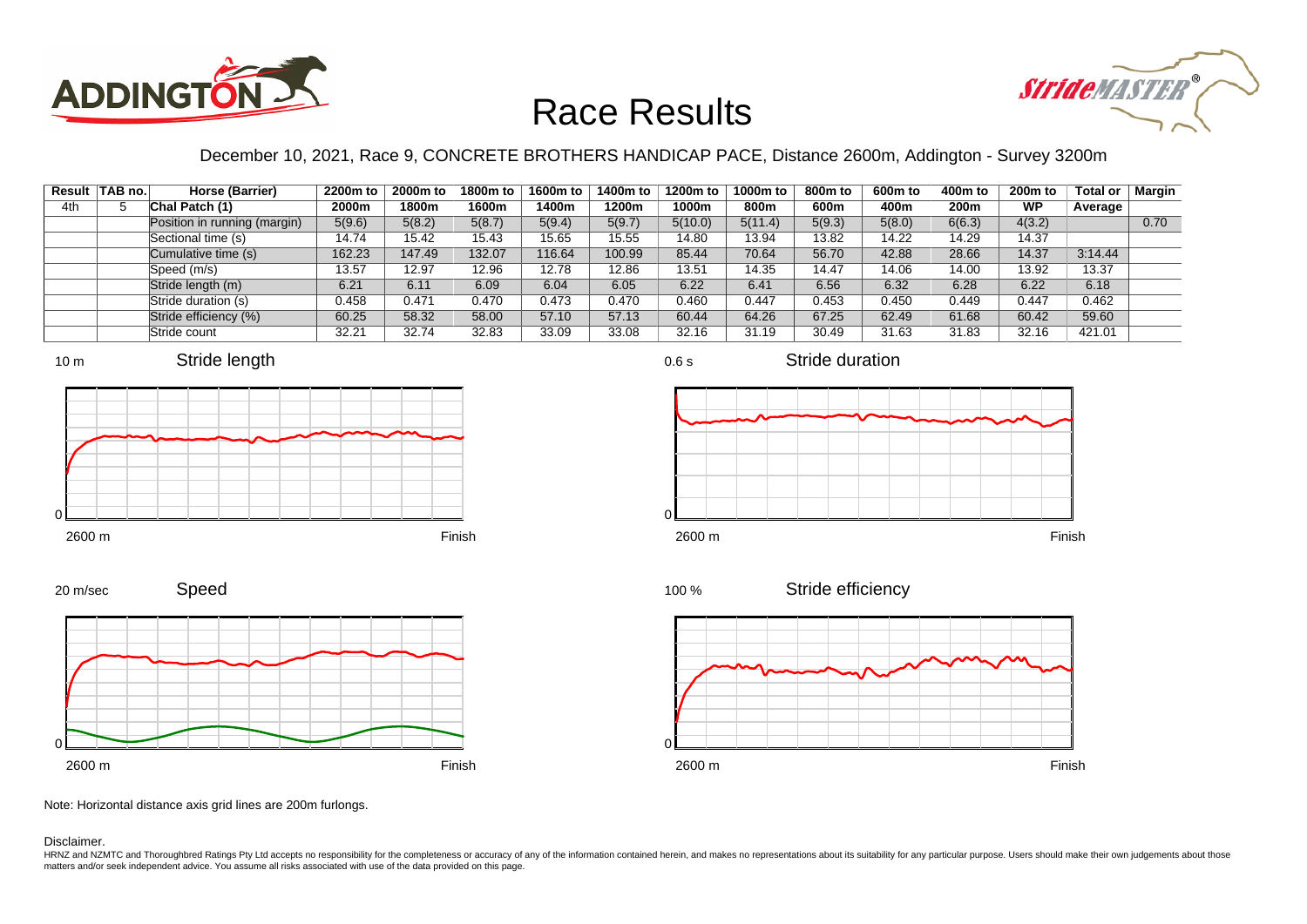# Race Results

December 10, 2021, Race 9, CONCRETE BROTHERS HANDICAP PACE, Distance 2600m, Addington - Survey 3200m

| Result | TAB no. | Horse (Barrier) | 2200m to 2000m | 2000m to 1800m | 1800m to 1600m | 1600m to 1400m | 1400m to 1200m | 1200m to 1000m | 1000m to 800m | 800m to 600m | 600m to 400m | 400m to 200m | 200m to WP | Total or Average | Margin |
|---|---|---|---|---|---|---|---|---|---|---|---|---|---|---|---|
| 4th | 5 | Chal Patch (1) | | | | | | | | | | | | | |
| | | Position in running (margin) | 5(9.6) | 5(8.2) | 5(8.7) | 5(9.4) | 5(9.7) | 5(10.0) | 5(11.4) | 5(9.3) | 5(8.0) | 6(6.3) | 4(3.2) | | 0.70 |
| | | Sectional time (s) | 14.74 | 15.42 | 15.43 | 15.65 | 15.55 | 14.80 | 13.94 | 13.82 | 14.22 | 14.29 | 14.37 | | |
| | | Cumulative time (s) | 162.23 | 147.49 | 132.07 | 116.64 | 100.99 | 85.44 | 70.64 | 56.70 | 42.88 | 28.66 | 14.37 | 3:14.44 | |
| | | Speed (m/s) | 13.57 | 12.97 | 12.96 | 12.78 | 12.86 | 13.51 | 14.35 | 14.47 | 14.06 | 14.00 | 13.92 | 13.37 | |
| | | Stride length (m) | 6.21 | 6.11 | 6.09 | 6.04 | 6.05 | 6.22 | 6.41 | 6.56 | 6.32 | 6.28 | 6.22 | 6.18 | |
| | | Stride duration (s) | 0.458 | 0.471 | 0.470 | 0.473 | 0.470 | 0.460 | 0.447 | 0.453 | 0.450 | 0.449 | 0.447 | 0.462 | |
| | | Stride efficiency (%) | 60.25 | 58.32 | 58.00 | 57.10 | 57.13 | 60.44 | 64.26 | 67.25 | 62.49 | 61.68 | 60.42 | 59.60 | |
| | | Stride count | 32.21 | 32.74 | 32.83 | 33.09 | 33.08 | 32.16 | 31.19 | 30.49 | 31.63 | 31.83 | 32.16 | 421.01 | |

Note: Horizontal distance axis grid lines are 200m furlongs.

Disclaimer.

HRNZ and NZMTC and Thoroughbred Ratings Pty Ltd accepts no responsibility for the completeness or accuracy of any of the information contained herein, and makes no representations about its suitability for any particular purpose. Users should make their own judgements about those matters and/or seek independent advice. You assume all risks associated with use of the data provided on this page.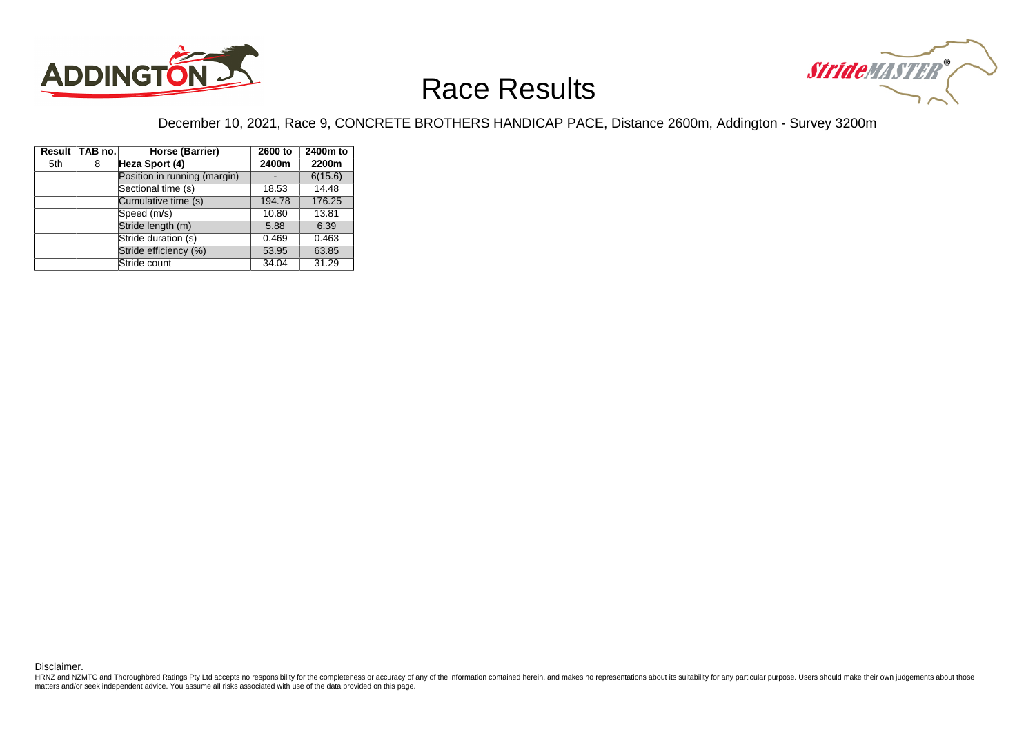# Race Results

December 10, 2021, Race 9, CONCRETE BROTHERS HANDICAP PACE, Distance 2600m, Addington - Survey 3200m

| Result | TAB no. | Horse (Barrier) | 2600 to 2400m | 2400m to 2200m |
|---|---|---|---|---|
| 5th | 8 | **Heza Sport (4)** | | |
| | | Position in running (margin) | - | 6(15.6) |
| | | Sectional time (s) | 18.53 | 14.48 |
| | | Cumulative time (s) | 194.78 | 176.25 |
| | | Speed (m/s) | 10.80 | 13.81 |
| | | Stride length (m) | 5.88 | 6.39 |
| | | Stride duration (s) | 0.469 | 0.463 |
| | | Stride efficiency (%) | 53.95 | 63.85 |
| | | Stride count | 34.04 | 31.29 |

Disclaimer.

HRNZ and NZMTC and Thoroughbred Ratings Pty Ltd accepts no responsibility for the completeness or accuracy of any of the information contained herein, and makes no representations about its suitability for any particular purpose. Users should make their own judgements about those matters and/or seek independent advice. You assume all risks associated with use of the data provided on this page.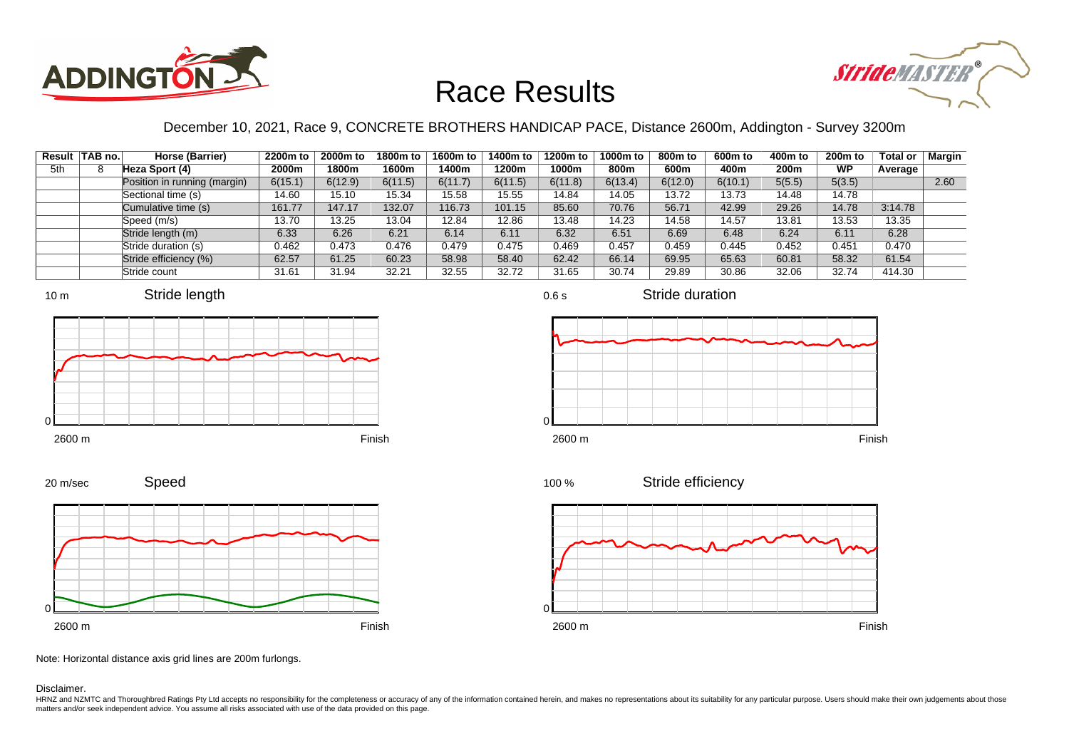# Race Results

December 10, 2021, Race 9, CONCRETE BROTHERS HANDICAP PACE, Distance 2600m, Addington - Survey 3200m

| Result | TAB no. | Horse (Barrier) | 2200m to 2000m | 2000m to 1800m | 1800m to 1600m | 1600m to 1400m | 1400m to 1200m | 1200m to 1000m | 1000m to 800m | 800m to 600m | 600m to 400m | 400m to 200m | 200m to WP | Total or Average | Margin |
|---|---|---|---|---|---|---|---|---|---|---|---|---|---|---|---|
| 5th | 8 | **Heza Sport (4)** | | | | | | | | | | | | | |
| | | Position in running (margin) | 6(15.1) | 6(12.9) | 6(11.5) | 6(11.7) | 6(11.5) | 6(11.8) | 6(13.4) | 6(12.0) | 6(10.1) | 5(5.5) | 5(3.5) | | 2.60 |
| | | Sectional time (s) | 14.60 | 15.10 | 15.34 | 15.58 | 15.55 | 14.84 | 14.05 | 13.72 | 13.73 | 14.48 | 14.78 | | |
| | | Cumulative time (s) | 161.77 | 147.17 | 132.07 | 116.73 | 101.15 | 85.60 | 70.76 | 56.71 | 42.99 | 29.26 | 14.78 | 3:14.78 | |
| | | Speed (m/s) | 13.70 | 13.25 | 13.04 | 12.84 | 12.86 | 13.48 | 14.23 | 14.58 | 14.57 | 13.81 | 13.53 | 13.35 | |
| | | Stride length (m) | 6.33 | 6.26 | 6.21 | 6.14 | 6.11 | 6.32 | 6.51 | 6.69 | 6.48 | 6.24 | 6.11 | 6.28 | |
| | | Stride duration (s) | 0.462 | 0.473 | 0.476 | 0.479 | 0.475 | 0.469 | 0.457 | 0.459 | 0.445 | 0.452 | 0.451 | 0.470 | |
| | | Stride efficiency (%) | 62.57 | 61.25 | 60.23 | 58.98 | 58.40 | 62.42 | 66.14 | 69.95 | 65.63 | 60.81 | 58.32 | 61.54 | |
| | | Stride count | 31.61 | 31.94 | 32.21 | 32.55 | 32.72 | 31.65 | 30.74 | 29.89 | 30.86 | 32.06 | 32.74 | 414.30 | |

Stride length (10 m; 2600 m to Finish)

Stride duration (0.6 s; 2600 m to Finish)

Speed (20 m/sec; 2600 m to Finish)

Stride efficiency (100 %; 2600 m to Finish)

Note: Horizontal distance axis grid lines are 200m furlongs.

Disclaimer.

HRNZ and NZMTC and Thoroughbred Ratings Pty Ltd accepts no responsibility for the completeness or accuracy of any of the information contained herein, and makes no representations about its suitability for any particular purpose. Users should make their own judgements about those matters and/or seek independent advice. You assume all risks associated with use of the data provided on this page.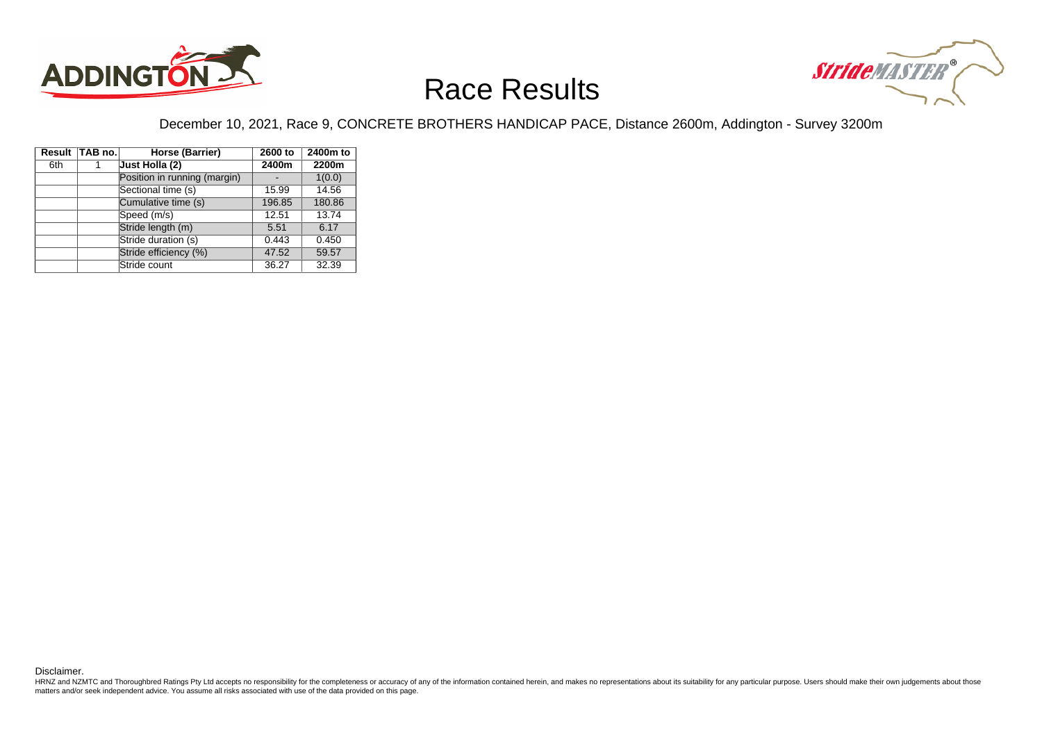# Race Results

December 10, 2021, Race 9, CONCRETE BROTHERS HANDICAP PACE, Distance 2600m, Addington - Survey 3200m

| Result | TAB no. | Horse (Barrier) | 2600 to 2400m | 2400m to 2200m |
|---|---|---|---|---|
| 6th | 1 | **Just Holla (2)** | | |
| | | Position in running (margin) | - | 1(0.0) |
| | | Sectional time (s) | 15.99 | 14.56 |
| | | Cumulative time (s) | 196.85 | 180.86 |
| | | Speed (m/s) | 12.51 | 13.74 |
| | | Stride length (m) | 5.51 | 6.17 |
| | | Stride duration (s) | 0.443 | 0.450 |
| | | Stride efficiency (%) | 47.52 | 59.57 |
| | | Stride count | 36.27 | 32.39 |

Disclaimer.

HRNZ and NZMTC and Thoroughbred Ratings Pty Ltd accepts no responsibility for the completeness or accuracy of any of the information contained herein, and makes no representations about its suitability for any particular purpose. Users should make their own judgements about those matters and/or seek independent advice. You assume all risks associated with use of the data provided on this page.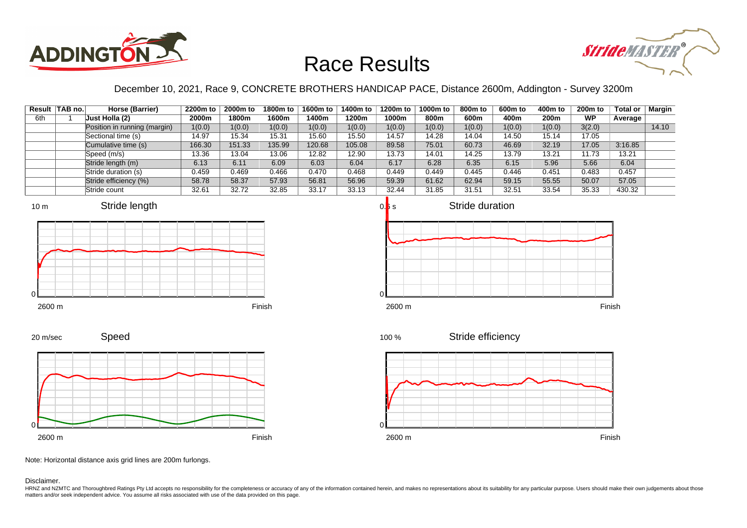# Race Results

December 10, 2021, Race 9, CONCRETE BROTHERS HANDICAP PACE, Distance 2600m, Addington - Survey 3200m

| Result | TAB no. | Horse (Barrier) | 2200m to 2000m | 2000m to 1800m | 1800m to 1600m | 1600m to 1400m | 1400m to 1200m | 1200m to 1000m | 1000m to 800m | 800m to 600m | 600m to 400m | 400m to 200m | 200m to WP | Total or Average | Margin |
|---|---|---|---|---|---|---|---|---|---|---|---|---|---|---|---|
| 6th | 1 | Just Holla (2) | | | | | | | | | | | | | |
| | | Position in running (margin) | 1(0.0) | 1(0.0) | 1(0.0) | 1(0.0) | 1(0.0) | 1(0.0) | 1(0.0) | 1(0.0) | 1(0.0) | 1(0.0) | 3(2.0) | | 14.10 |
| | | Sectional time (s) | 14.97 | 15.34 | 15.31 | 15.60 | 15.50 | 14.57 | 14.28 | 14.04 | 14.50 | 15.14 | 17.05 | | |
| | | Cumulative time (s) | 166.30 | 151.33 | 135.99 | 120.68 | 105.08 | 89.58 | 75.01 | 60.73 | 46.69 | 32.19 | 17.05 | 3:16.85 | |
| | | Speed (m/s) | 13.36 | 13.04 | 13.06 | 12.82 | 12.90 | 13.73 | 14.01 | 14.25 | 13.79 | 13.21 | 11.73 | 13.21 | |
| | | Stride length (m) | 6.13 | 6.11 | 6.09 | 6.03 | 6.04 | 6.17 | 6.28 | 6.35 | 6.15 | 5.96 | 5.66 | 6.04 | |
| | | Stride duration (s) | 0.459 | 0.469 | 0.466 | 0.470 | 0.468 | 0.449 | 0.449 | 0.445 | 0.446 | 0.451 | 0.483 | 0.457 | |
| | | Stride efficiency (%) | 58.78 | 58.37 | 57.93 | 56.81 | 56.96 | 59.39 | 61.62 | 62.94 | 59.15 | 55.55 | 50.07 | 57.05 | |
| | | Stride count | 32.61 | 32.72 | 32.85 | 33.17 | 33.13 | 32.44 | 31.85 | 31.51 | 32.51 | 33.54 | 35.33 | 430.32 | |

Note: Horizontal distance axis grid lines are 200m furlongs.

Disclaimer.

HRNZ and NZMTC and Thoroughbred Ratings Pty Ltd accepts no responsibility for the completeness or accuracy of any of the information contained herein, and makes no representations about its suitability for any particular purpose. Users should make their own judgements about those matters and/or seek independent advice. You assume all risks associated with use of the data provided on this page.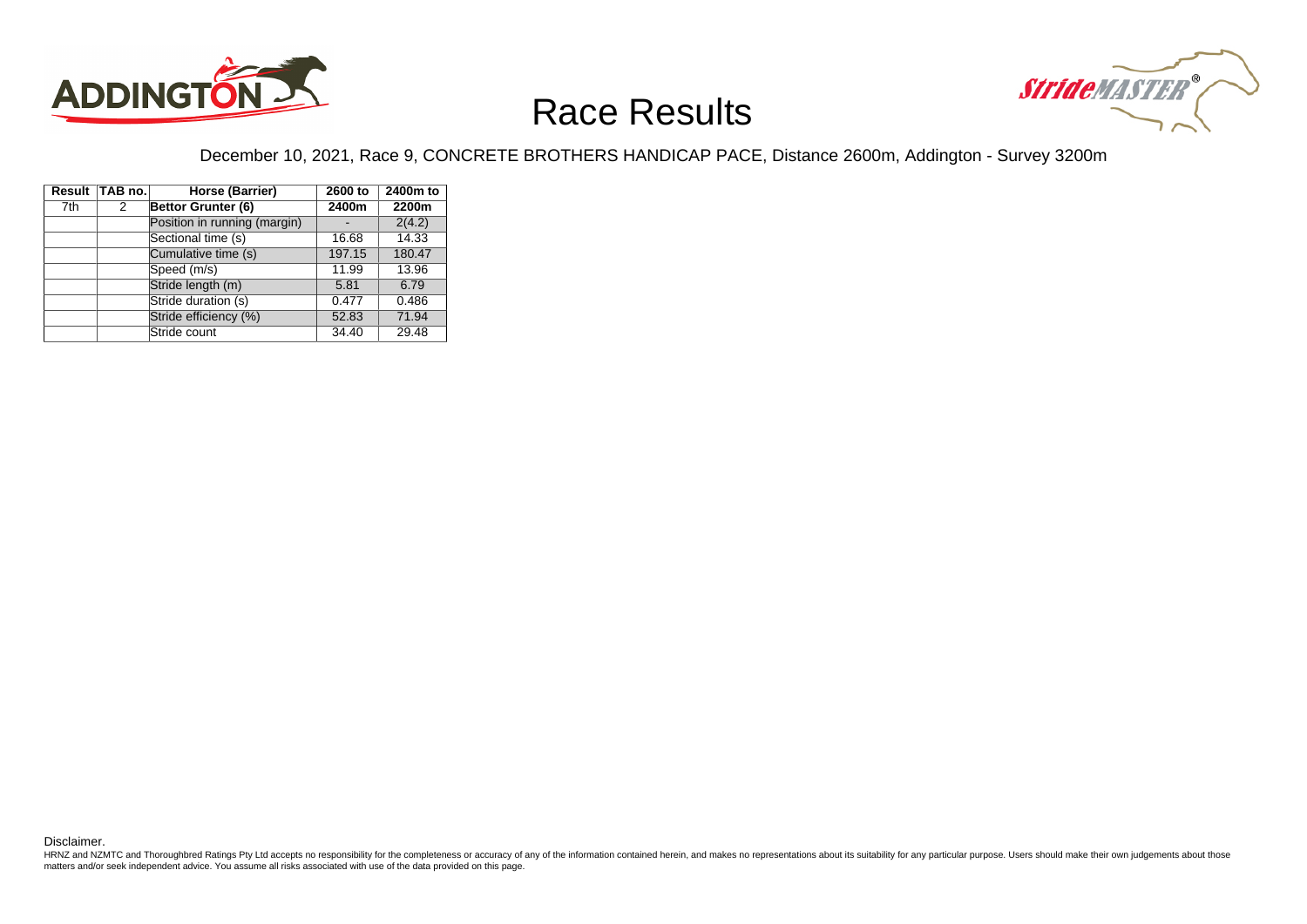# Race Results

December 10, 2021, Race 9, CONCRETE BROTHERS HANDICAP PACE, Distance 2600m, Addington - Survey 3200m

| Result | TAB no. | Horse (Barrier) | 2600 to 2400m | 2400m to 2200m |
|---|---|---|---|---|
| 7th | 2 | **Bettor Grunter (6)** | | |
| | | Position in running (margin) | - | 2(4.2) |
| | | Sectional time (s) | 16.68 | 14.33 |
| | | Cumulative time (s) | 197.15 | 180.47 |
| | | Speed (m/s) | 11.99 | 13.96 |
| | | Stride length (m) | 5.81 | 6.79 |
| | | Stride duration (s) | 0.477 | 0.486 |
| | | Stride efficiency (%) | 52.83 | 71.94 |
| | | Stride count | 34.40 | 29.48 |

Disclaimer.

HRNZ and NZMTC and Thoroughbred Ratings Pty Ltd accepts no responsibility for the completeness or accuracy of any of the information contained herein, and makes no representations about its suitability for any particular purpose. Users should make their own judgements about those matters and/or seek independent advice. You assume all risks associated with use of the data provided on this page.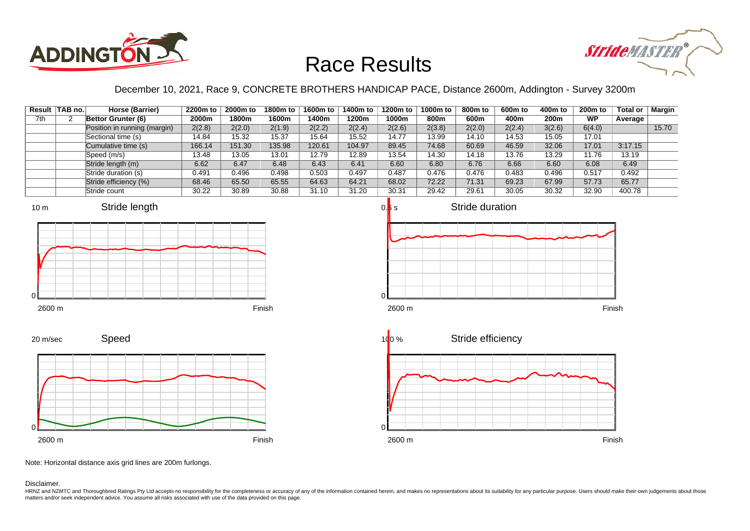# Race Results

December 10, 2021, Race 9, CONCRETE BROTHERS HANDICAP PACE, Distance 2600m, Addington - Survey 3200m

| Result | TAB no. | Horse (Barrier) | 2200m to 2000m | 2000m to 1800m | 1800m to 1600m | 1600m to 1400m | 1400m to 1200m | 1200m to 1000m | 1000m to 800m | 800m to 600m | 600m to 400m | 400m to 200m | 200m to WP | Total or Average | Margin |
|---|---|---|---|---|---|---|---|---|---|---|---|---|---|---|---|
| 7th | 2 | **Bettor Grunter (6)** | | | | | | | | | | | | | |
| | | Position in running (margin) | 2(2.8) | 2(2.0) | 2(1.9) | 2(2.2) | 2(2.4) | 2(2.6) | 2(3.8) | 2(2.0) | 2(2.4) | 3(2.6) | 6(4.0) | | 15.70 |
| | | Sectional time (s) | 14.84 | 15.32 | 15.37 | 15.64 | 15.52 | 14.77 | 13.99 | 14.10 | 14.53 | 15.05 | 17.01 | | |
| | | Cumulative time (s) | 166.14 | 151.30 | 135.98 | 120.61 | 104.97 | 89.45 | 74.68 | 60.69 | 46.59 | 32.06 | 17.01 | 3:17.15 | |
| | | Speed (m/s) | 13.48 | 13.05 | 13.01 | 12.79 | 12.89 | 13.54 | 14.30 | 14.18 | 13.76 | 13.29 | 11.76 | 13.19 | |
| | | Stride length (m) | 6.62 | 6.47 | 6.48 | 6.43 | 6.41 | 6.60 | 6.80 | 6.76 | 6.66 | 6.60 | 6.08 | 6.49 | |
| | | Stride duration (s) | 0.491 | 0.496 | 0.498 | 0.503 | 0.497 | 0.487 | 0.476 | 0.476 | 0.483 | 0.496 | 0.517 | 0.492 | |
| | | Stride efficiency (%) | 68.46 | 65.50 | 65.55 | 64.63 | 64.21 | 68.02 | 72.22 | 71.31 | 69.23 | 67.99 | 57.73 | 65.77 | |
| | | Stride count | 30.22 | 30.89 | 30.88 | 31.10 | 31.20 | 30.31 | 29.42 | 29.61 | 30.05 | 30.32 | 32.90 | 400.78 | |

Note: Horizontal distance axis grid lines are 200m furlongs.

Disclaimer.

HRNZ and NZMTC and Thoroughbred Ratings Pty Ltd accepts no responsibility for the completeness or accuracy of any of the information contained herein, and makes no representations about its suitability for any particular purpose. Users should make their own judgements about those matters and/or seek independent advice. You assume all risks associated with use of the data provided on this page.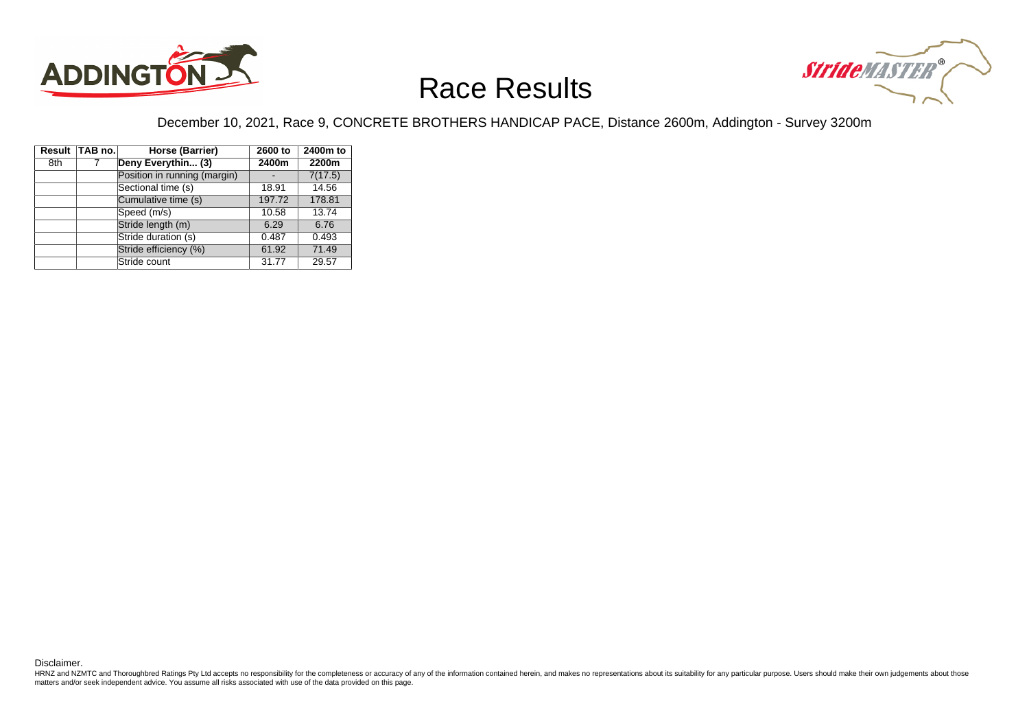# Race Results

December 10, 2021, Race 9, CONCRETE BROTHERS HANDICAP PACE, Distance 2600m, Addington - Survey 3200m

| Result | TAB no. | Horse (Barrier) | 2600 to 2400m | 2400m to 2200m |
|---|---|---|---|---|
| 8th | 7 | **Deny Everythin... (3)** | | |
| | | Position in running (margin) | - | 7(17.5) |
| | | Sectional time (s) | 18.91 | 14.56 |
| | | Cumulative time (s) | 197.72 | 178.81 |
| | | Speed (m/s) | 10.58 | 13.74 |
| | | Stride length (m) | 6.29 | 6.76 |
| | | Stride duration (s) | 0.487 | 0.493 |
| | | Stride efficiency (%) | 61.92 | 71.49 |
| | | Stride count | 31.77 | 29.57 |

Disclaimer.

HRNZ and NZMTC and Thoroughbred Ratings Pty Ltd accepts no responsibility for the completeness or accuracy of any of the information contained herein, and makes no representations about its suitability for any particular purpose. Users should make their own judgements about those matters and/or seek independent advice. You assume all risks associated with use of the data provided on this page.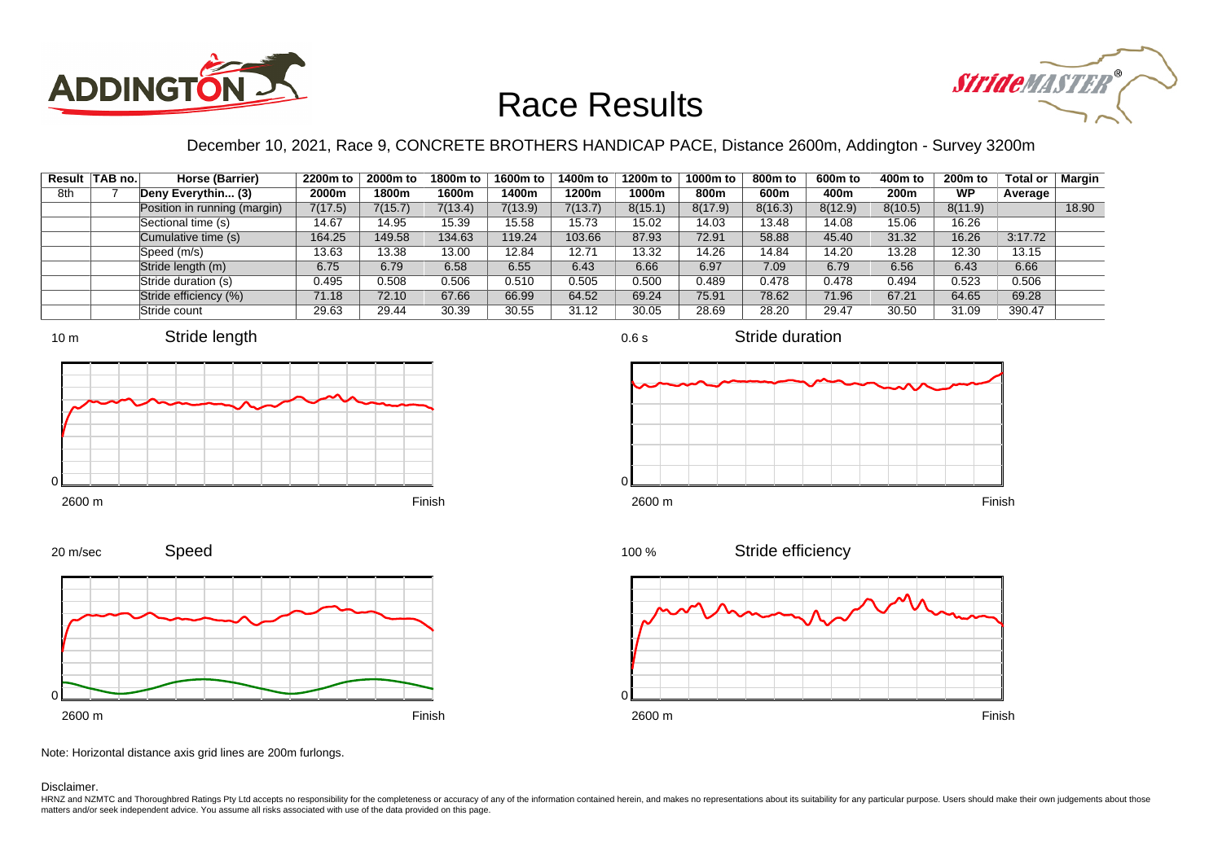# Race Results

December 10, 2021, Race 9, CONCRETE BROTHERS HANDICAP PACE, Distance 2600m, Addington - Survey 3200m

| Result | TAB no. | Horse (Barrier) | 2200m to 2000m | 2000m to 1800m | 1800m to 1600m | 1600m to 1400m | 1400m to 1200m | 1200m to 1000m | 1000m to 800m | 800m to 600m | 600m to 400m | 400m to 200m | 200m to WP | Total or Average | Margin |
|---|---|---|---|---|---|---|---|---|---|---|---|---|---|---|---|
| 8th | 7 | Deny Everythin... (3) | | | | | | | | | | | | | |
| | | Position in running (margin) | 7(17.5) | 7(15.7) | 7(13.4) | 7(13.9) | 7(13.7) | 8(15.1) | 8(17.9) | 8(16.3) | 8(12.9) | 8(10.5) | 8(11.9) | | 18.90 |
| | | Sectional time (s) | 14.67 | 14.95 | 15.39 | 15.58 | 15.73 | 15.02 | 14.03 | 13.48 | 14.08 | 15.06 | 16.26 | | |
| | | Cumulative time (s) | 164.25 | 149.58 | 134.63 | 119.24 | 103.66 | 87.93 | 72.91 | 58.88 | 45.40 | 31.32 | 16.26 | 3:17.72 | |
| | | Speed (m/s) | 13.63 | 13.38 | 13.00 | 12.84 | 12.71 | 13.32 | 14.26 | 14.84 | 14.20 | 13.28 | 12.30 | 13.15 | |
| | | Stride length (m) | 6.75 | 6.79 | 6.58 | 6.55 | 6.43 | 6.66 | 6.97 | 7.09 | 6.79 | 6.56 | 6.43 | 6.66 | |
| | | Stride duration (s) | 0.495 | 0.508 | 0.506 | 0.510 | 0.505 | 0.500 | 0.489 | 0.478 | 0.478 | 0.494 | 0.523 | 0.506 | |
| | | Stride efficiency (%) | 71.18 | 72.10 | 67.66 | 66.99 | 64.52 | 69.24 | 75.91 | 78.62 | 71.96 | 67.21 | 64.65 | 69.28 | |
| | | Stride count | 29.63 | 29.44 | 30.39 | 30.55 | 31.12 | 30.05 | 28.69 | 28.20 | 29.47 | 30.50 | 31.09 | 390.47 | |

10 m

Stride length

0

2600 m

Finish

0.6 s

Stride duration

0

2600 m

Finish

20 m/sec

Speed

0

2600 m

Finish

100 %

Stride efficiency

0

2600 m

Finish

Note: Horizontal distance axis grid lines are 200m furlongs.

Disclaimer.

HRNZ and NZMTC and Thoroughbred Ratings Pty Ltd accepts no responsibility for the completeness or accuracy of any of the information contained herein, and makes no representations about its suitability for any particular purpose. Users should make their own judgements about those matters and/or seek independent advice. You assume all risks associated with use of the data provided on this page.